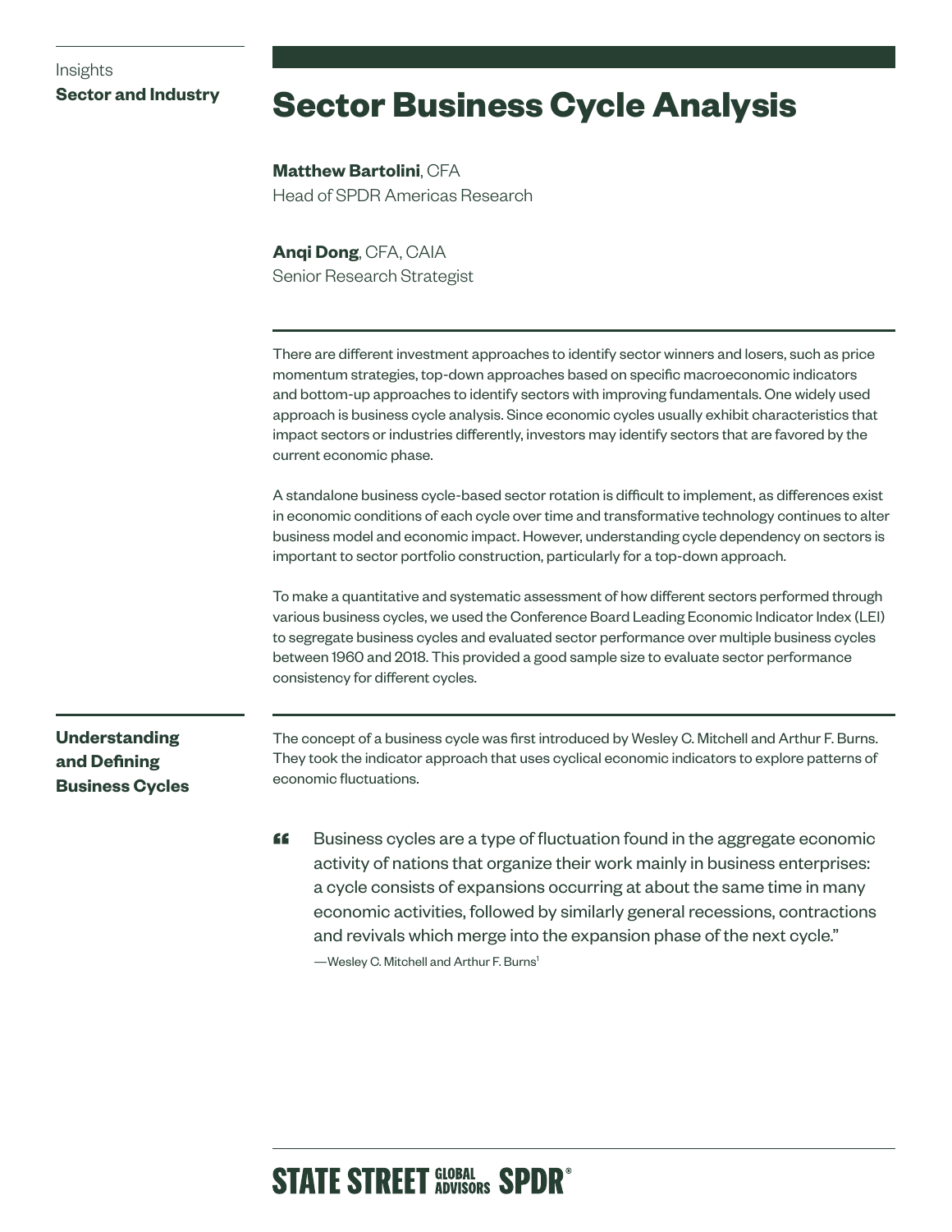Insights
**Sector and Industry**

# Sector Business Cycle Analysis

**Matthew Bartolini**, CFA
Head of SPDR Americas Research

**Anqi Dong**, CFA, CAIA
Senior Research Strategist

There are different investment approaches to identify sector winners and losers, such as price momentum strategies, top-down approaches based on specific macroeconomic indicators and bottom-up approaches to identify sectors with improving fundamentals. One widely used approach is business cycle analysis. Since economic cycles usually exhibit characteristics that impact sectors or industries differently, investors may identify sectors that are favored by the current economic phase.

A standalone business cycle-based sector rotation is difficult to implement, as differences exist in economic conditions of each cycle over time and transformative technology continues to alter business model and economic impact. However, understanding cycle dependency on sectors is important to sector portfolio construction, particularly for a top-down approach.

To make a quantitative and systematic assessment of how different sectors performed through various business cycles, we used the Conference Board Leading Economic Indicator Index (LEI) to segregate business cycles and evaluated sector performance over multiple business cycles between 1960 and 2018. This provided a good sample size to evaluate sector performance consistency for different cycles.

## Understanding and Defining Business Cycles

The concept of a business cycle was first introduced by Wesley C. Mitchell and Arthur F. Burns. They took the indicator approach that uses cyclical economic indicators to explore patterns of economic fluctuations.

> “Business cycles are a type of fluctuation found in the aggregate economic activity of nations that organize their work mainly in business enterprises: a cycle consists of expansions occurring at about the same time in many economic activities, followed by similarly general recessions, contractions and revivals which merge into the expansion phase of the next cycle.”
>
> —Wesley C. Mitchell and Arthur F. Burns[1]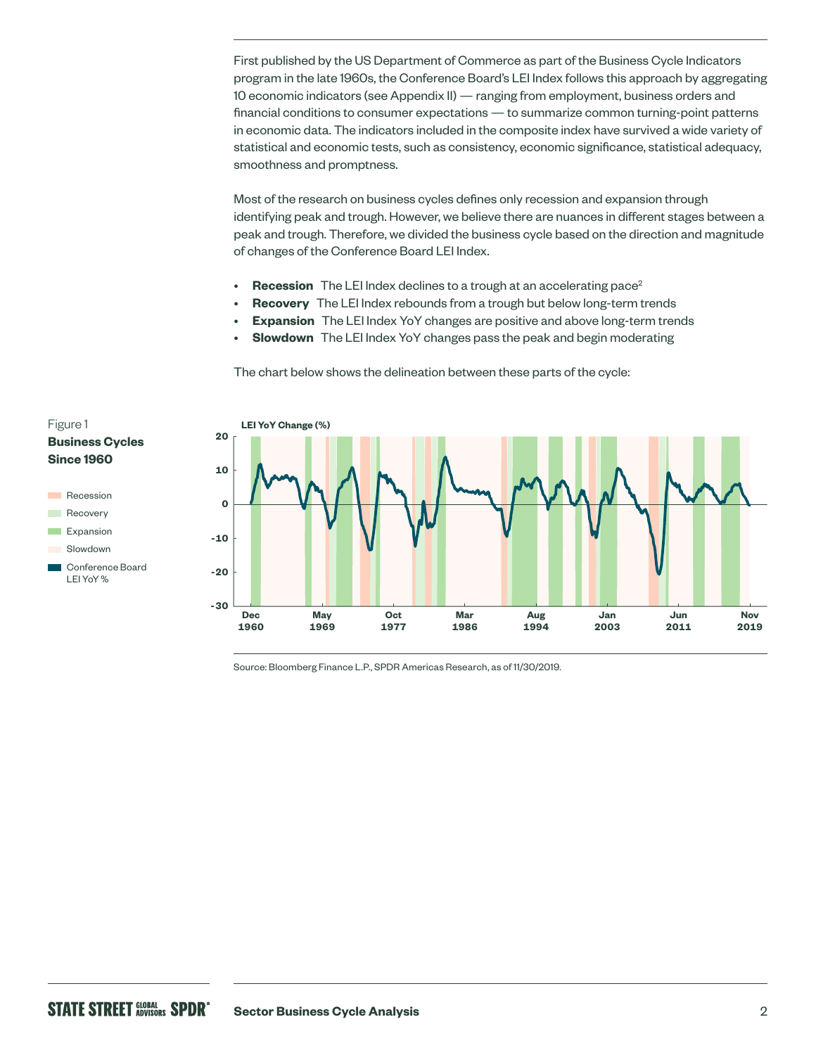First published by the US Department of Commerce as part of the Business Cycle Indicators program in the late 1960s, the Conference Board's LEI Index follows this approach by aggregating 10 economic indicators (see Appendix II) — ranging from employment, business orders and financial conditions to consumer expectations — to summarize common turning-point patterns in economic data. The indicators included in the composite index have survived a wide variety of statistical and economic tests, such as consistency, economic significance, statistical adequacy, smoothness and promptness.

Most of the research on business cycles defines only recession and expansion through identifying peak and trough. However, we believe there are nuances in different stages between a peak and trough. Therefore, we divided the business cycle based on the direction and magnitude of changes of the Conference Board LEI Index.

- **Recession** The LEI Index declines to a trough at an accelerating pace[2]
- **Recovery** The LEI Index rebounds from a trough but below long-term trends
- **Expansion** The LEI Index YoY changes are positive and above long-term trends
- **Slowdown** The LEI Index YoY changes pass the peak and begin moderating

The chart below shows the delineation between these parts of the cycle:

Figure 1
**Business Cycles Since 1960**

Legend: Recession, Recovery, Expansion, Slowdown, Conference Board LEI YoY %

LEI YoY Change (%)

Source: Bloomberg Finance L.P., SPDR Americas Research, as of 11/30/2019.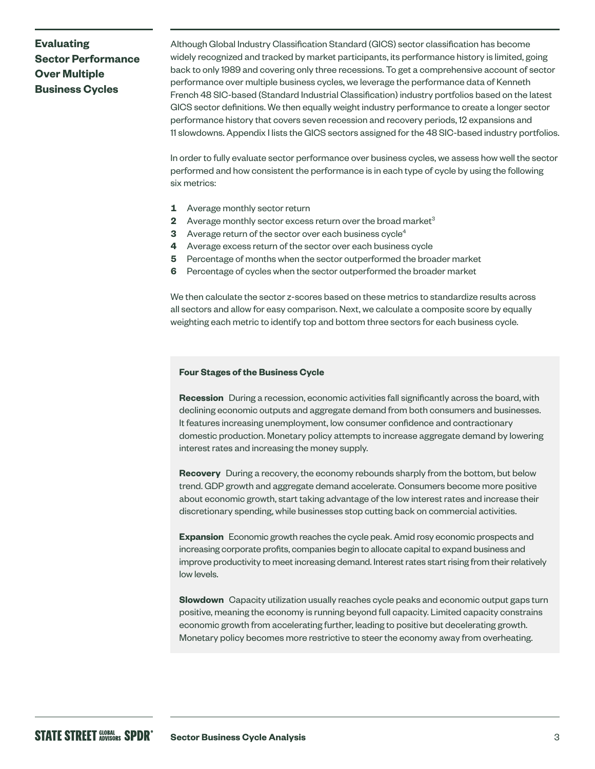## Evaluating Sector Performance Over Multiple Business Cycles

Although Global Industry Classification Standard (GICS) sector classification has become widely recognized and tracked by market participants, its performance history is limited, going back to only 1989 and covering only three recessions. To get a comprehensive account of sector performance over multiple business cycles, we leverage the performance data of Kenneth French 48 SIC-based (Standard Industrial Classification) industry portfolios based on the latest GICS sector definitions. We then equally weight industry performance to create a longer sector performance history that covers seven recession and recovery periods, 12 expansions and 11 slowdowns. Appendix I lists the GICS sectors assigned for the 48 SIC-based industry portfolios.

In order to fully evaluate sector performance over business cycles, we assess how well the sector performed and how consistent the performance is in each type of cycle by using the following six metrics:

1. Average monthly sector return
2. Average monthly sector excess return over the broad market[3]
3. Average return of the sector over each business cycle[4]
4. Average excess return of the sector over each business cycle
5. Percentage of months when the sector outperformed the broader market
6. Percentage of cycles when the sector outperformed the broader market

We then calculate the sector z-scores based on these metrics to standardize results across all sectors and allow for easy comparison. Next, we calculate a composite score by equally weighting each metric to identify top and bottom three sectors for each business cycle.

### Four Stages of the Business Cycle

**Recession** During a recession, economic activities fall significantly across the board, with declining economic outputs and aggregate demand from both consumers and businesses. It features increasing unemployment, low consumer confidence and contractionary domestic production. Monetary policy attempts to increase aggregate demand by lowering interest rates and increasing the money supply.

**Recovery** During a recovery, the economy rebounds sharply from the bottom, but below trend. GDP growth and aggregate demand accelerate. Consumers become more positive about economic growth, start taking advantage of the low interest rates and increase their discretionary spending, while businesses stop cutting back on commercial activities.

**Expansion** Economic growth reaches the cycle peak. Amid rosy economic prospects and increasing corporate profits, companies begin to allocate capital to expand business and improve productivity to meet increasing demand. Interest rates start rising from their relatively low levels.

**Slowdown** Capacity utilization usually reaches cycle peaks and economic output gaps turn positive, meaning the economy is running beyond full capacity. Limited capacity constrains economic growth from accelerating further, leading to positive but decelerating growth. Monetary policy becomes more restrictive to steer the economy away from overheating.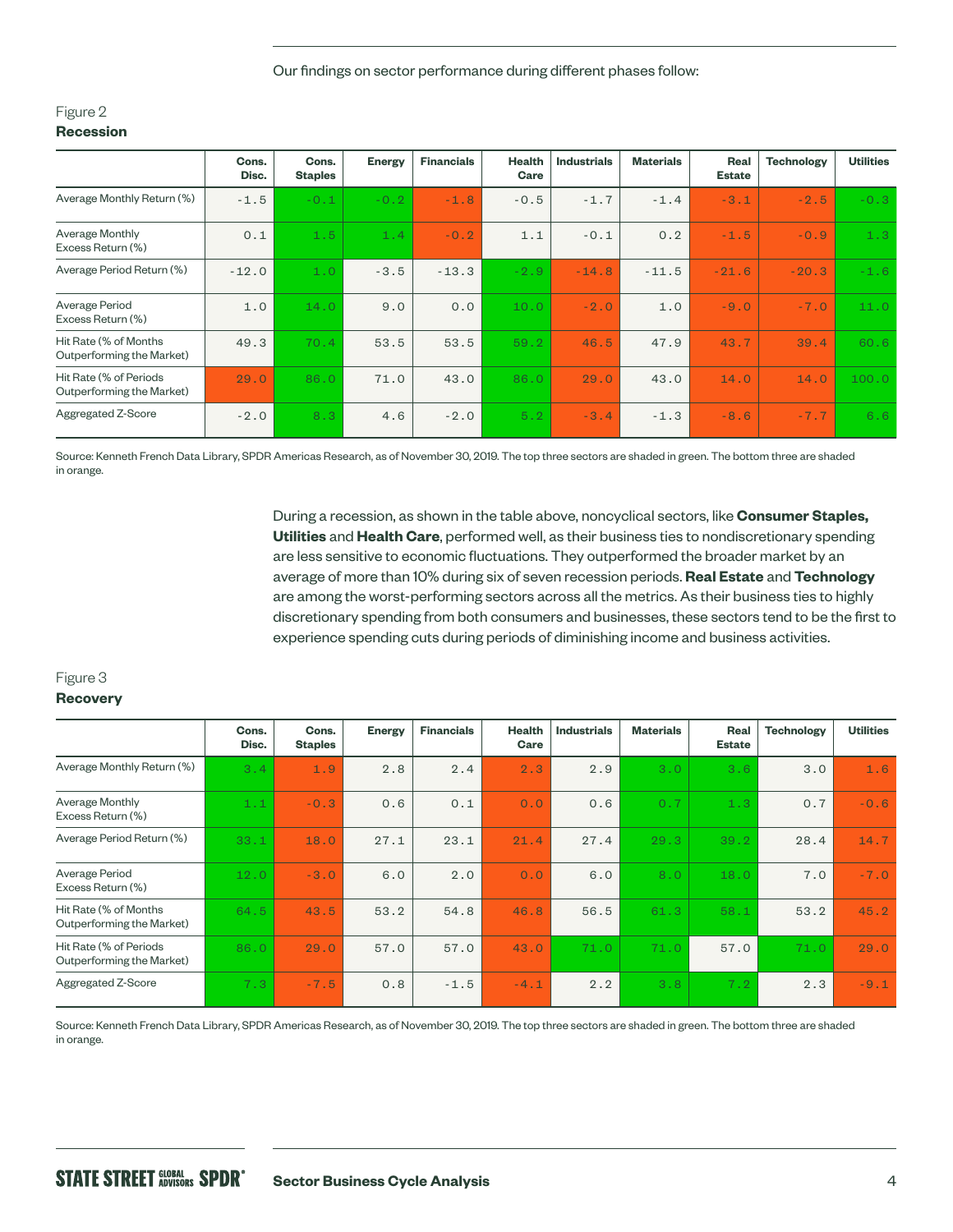Our findings on sector performance during different phases follow:

Figure 2
**Recession**

| | Cons. Disc. | Cons. Staples | Energy | Financials | Health Care | Industrials | Materials | Real Estate | Technology | Utilities |
|---|---|---|---|---|---|---|---|---|---|---|
| Average Monthly Return (%) | -1.5 | -0.1 | -0.2 | -1.8 | -0.5 | -1.7 | -1.4 | -3.1 | -2.5 | -0.3 |
| Average Monthly Excess Return (%) | 0.1 | 1.5 | 1.4 | -0.2 | 1.1 | -0.1 | 0.2 | -1.5 | -0.9 | 1.3 |
| Average Period Return (%) | -12.0 | 1.0 | -3.5 | -13.3 | -2.9 | -14.8 | -11.5 | -21.6 | -20.3 | -1.6 |
| Average Period Excess Return (%) | 1.0 | 14.0 | 9.0 | 0.0 | 10.0 | -2.0 | 1.0 | -9.0 | -7.0 | 11.0 |
| Hit Rate (% of Months Outperforming the Market) | 49.3 | 70.4 | 53.5 | 53.5 | 59.2 | 46.5 | 47.9 | 43.7 | 39.4 | 60.6 |
| Hit Rate (% of Periods Outperforming the Market) | 29.0 | 86.0 | 71.0 | 43.0 | 86.0 | 29.0 | 43.0 | 14.0 | 14.0 | 100.0 |
| Aggregated Z-Score | -2.0 | 8.3 | 4.6 | -2.0 | 5.2 | -3.4 | -1.3 | -8.6 | -7.7 | 6.6 |

Source: Kenneth French Data Library, SPDR Americas Research, as of November 30, 2019. The top three sectors are shaded in green. The bottom three are shaded in orange.

During a recession, as shown in the table above, noncyclical sectors, like **Consumer Staples, Utilities** and **Health Care**, performed well, as their business ties to nondiscretionary spending are less sensitive to economic fluctuations. They outperformed the broader market by an average of more than 10% during six of seven recession periods. **Real Estate** and **Technology** are among the worst-performing sectors across all the metrics. As their business ties to highly discretionary spending from both consumers and businesses, these sectors tend to be the first to experience spending cuts during periods of diminishing income and business activities.

Figure 3
**Recovery**

| | Cons. Disc. | Cons. Staples | Energy | Financials | Health Care | Industrials | Materials | Real Estate | Technology | Utilities |
|---|---|---|---|---|---|---|---|---|---|---|
| Average Monthly Return (%) | 3.4 | 1.9 | 2.8 | 2.4 | 2.3 | 2.9 | 3.0 | 3.6 | 3.0 | 1.6 |
| Average Monthly Excess Return (%) | 1.1 | -0.3 | 0.6 | 0.1 | 0.0 | 0.6 | 0.7 | 1.3 | 0.7 | -0.6 |
| Average Period Return (%) | 33.1 | 18.0 | 27.1 | 23.1 | 21.4 | 27.4 | 29.3 | 39.2 | 28.4 | 14.7 |
| Average Period Excess Return (%) | 12.0 | -3.0 | 6.0 | 2.0 | 0.0 | 6.0 | 8.0 | 18.0 | 7.0 | -7.0 |
| Hit Rate (% of Months Outperforming the Market) | 64.5 | 43.5 | 53.2 | 54.8 | 46.8 | 56.5 | 61.3 | 58.1 | 53.2 | 45.2 |
| Hit Rate (% of Periods Outperforming the Market) | 86.0 | 29.0 | 57.0 | 57.0 | 43.0 | 71.0 | 71.0 | 57.0 | 71.0 | 29.0 |
| Aggregated Z-Score | 7.3 | -7.5 | 0.8 | -1.5 | -4.1 | 2.2 | 3.8 | 7.2 | 2.3 | -9.1 |

Source: Kenneth French Data Library, SPDR Americas Research, as of November 30, 2019. The top three sectors are shaded in green. The bottom three are shaded in orange.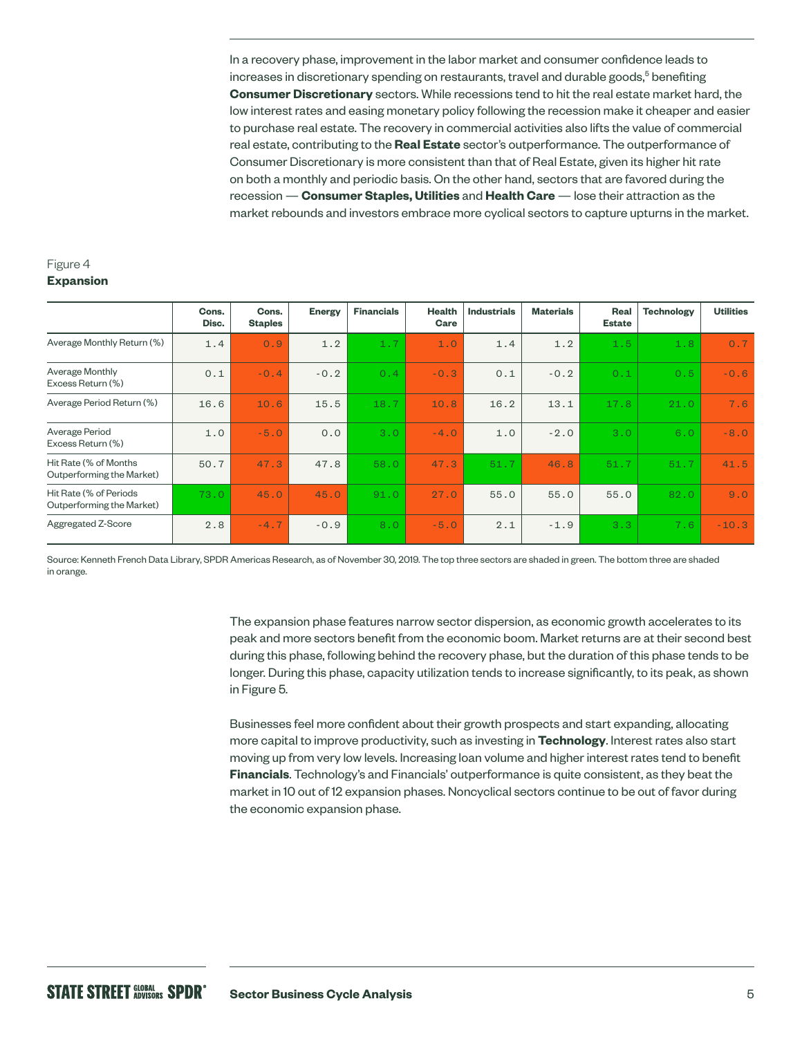In a recovery phase, improvement in the labor market and consumer confidence leads to increases in discretionary spending on restaurants, travel and durable goods,[5] benefiting **Consumer Discretionary** sectors. While recessions tend to hit the real estate market hard, the low interest rates and easing monetary policy following the recession make it cheaper and easier to purchase real estate. The recovery in commercial activities also lifts the value of commercial real estate, contributing to the **Real Estate** sector's outperformance. The outperformance of Consumer Discretionary is more consistent than that of Real Estate, given its higher hit rate on both a monthly and periodic basis. On the other hand, sectors that are favored during the recession — **Consumer Staples, Utilities** and **Health Care** — lose their attraction as the market rebounds and investors embrace more cyclical sectors to capture upturns in the market.

Figure 4
**Expansion**

| | Cons. Disc. | Cons. Staples | Energy | Financials | Health Care | Industrials | Materials | Real Estate | Technology | Utilities |
|---|---|---|---|---|---|---|---|---|---|---|
| Average Monthly Return (%) | 1.4 | 0.9 | 1.2 | 1.7 | 1.0 | 1.4 | 1.2 | 1.5 | 1.8 | 0.7 |
| Average Monthly Excess Return (%) | 0.1 | -0.4 | -0.2 | 0.4 | -0.3 | 0.1 | -0.2 | 0.1 | 0.5 | -0.6 |
| Average Period Return (%) | 16.6 | 10.6 | 15.5 | 18.7 | 10.8 | 16.2 | 13.1 | 17.8 | 21.0 | 7.6 |
| Average Period Excess Return (%) | 1.0 | -5.0 | 0.0 | 3.0 | -4.0 | 1.0 | -2.0 | 3.0 | 6.0 | -8.0 |
| Hit Rate (% of Months Outperforming the Market) | 50.7 | 47.3 | 47.8 | 58.0 | 47.3 | 51.7 | 46.8 | 51.7 | 51.7 | 41.5 |
| Hit Rate (% of Periods Outperforming the Market) | 73.0 | 45.0 | 45.0 | 91.0 | 27.0 | 55.0 | 55.0 | 55.0 | 82.0 | 9.0 |
| Aggregated Z-Score | 2.8 | -4.7 | -0.9 | 8.0 | -5.0 | 2.1 | -1.9 | 3.3 | 7.6 | -10.3 |

Source: Kenneth French Data Library, SPDR Americas Research, as of November 30, 2019. The top three sectors are shaded in green. The bottom three are shaded in orange.

The expansion phase features narrow sector dispersion, as economic growth accelerates to its peak and more sectors benefit from the economic boom. Market returns are at their second best during this phase, following behind the recovery phase, but the duration of this phase tends to be longer. During this phase, capacity utilization tends to increase significantly, to its peak, as shown in Figure 5.

Businesses feel more confident about their growth prospects and start expanding, allocating more capital to improve productivity, such as investing in **Technology**. Interest rates also start moving up from very low levels. Increasing loan volume and higher interest rates tend to benefit **Financials**. Technology's and Financials' outperformance is quite consistent, as they beat the market in 10 out of 12 expansion phases. Noncyclical sectors continue to be out of favor during the economic expansion phase.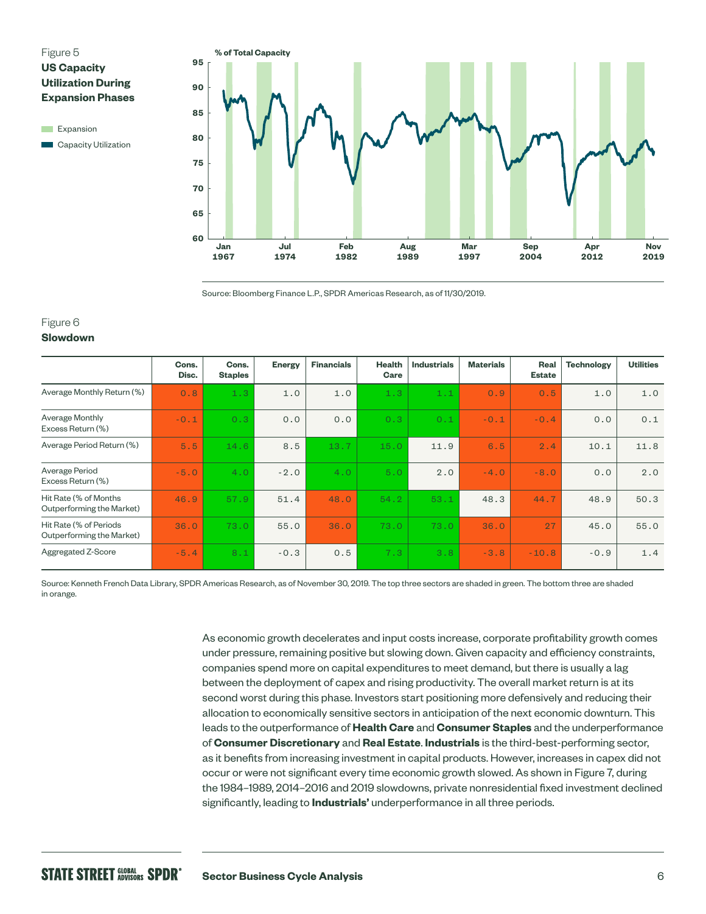Figure 5

**US Capacity Utilization During Expansion Phases**

Source: Bloomberg Finance L.P., SPDR Americas Research, as of 11/30/2019.

Figure 6

**Slowdown**

| | Cons. Disc. | Cons. Staples | Energy | Financials | Health Care | Industrials | Materials | Real Estate | Technology | Utilities |
|---|---|---|---|---|---|---|---|---|---|---|
| Average Monthly Return (%) | 0.8 | 1.3 | 1.0 | 1.0 | 1.3 | 1.1 | 0.9 | 0.5 | 1.0 | 1.0 |
| Average Monthly Excess Return (%) | -0.1 | 0.3 | 0.0 | 0.0 | 0.3 | 0.1 | -0.1 | -0.4 | 0.0 | 0.1 |
| Average Period Return (%) | 5.5 | 14.6 | 8.5 | 13.7 | 15.0 | 11.9 | 6.5 | 2.4 | 10.1 | 11.8 |
| Average Period Excess Return (%) | -5.0 | 4.0 | -2.0 | 4.0 | 5.0 | 2.0 | -4.0 | -8.0 | 0.0 | 2.0 |
| Hit Rate (% of Months Outperforming the Market) | 46.9 | 57.9 | 51.4 | 48.0 | 54.2 | 53.1 | 48.3 | 44.7 | 48.9 | 50.3 |
| Hit Rate (% of Periods Outperforming the Market) | 36.0 | 73.0 | 55.0 | 36.0 | 73.0 | 73.0 | 36.0 | 27 | 45.0 | 55.0 |
| Aggregated Z-Score | -5.4 | 8.1 | -0.3 | 0.5 | 7.3 | 3.8 | -3.8 | -10.8 | -0.9 | 1.4 |

Source: Kenneth French Data Library, SPDR Americas Research, as of November 30, 2019. The top three sectors are shaded in green. The bottom three are shaded in orange.

As economic growth decelerates and input costs increase, corporate profitability growth comes under pressure, remaining positive but slowing down. Given capacity and efficiency constraints, companies spend more on capital expenditures to meet demand, but there is usually a lag between the deployment of capex and rising productivity. The overall market return is at its second worst during this phase. Investors start positioning more defensively and reducing their allocation to economically sensitive sectors in anticipation of the next economic downturn. This leads to the outperformance of **Health Care** and **Consumer Staples** and the underperformance of **Consumer Discretionary** and **Real Estate**. **Industrials** is the third-best-performing sector, as it benefits from increasing investment in capital products. However, increases in capex did not occur or were not significant every time economic growth slowed. As shown in Figure 7, during the 1984–1989, 2014–2016 and 2019 slowdowns, private nonresidential fixed investment declined significantly, leading to **Industrials'** underperformance in all three periods.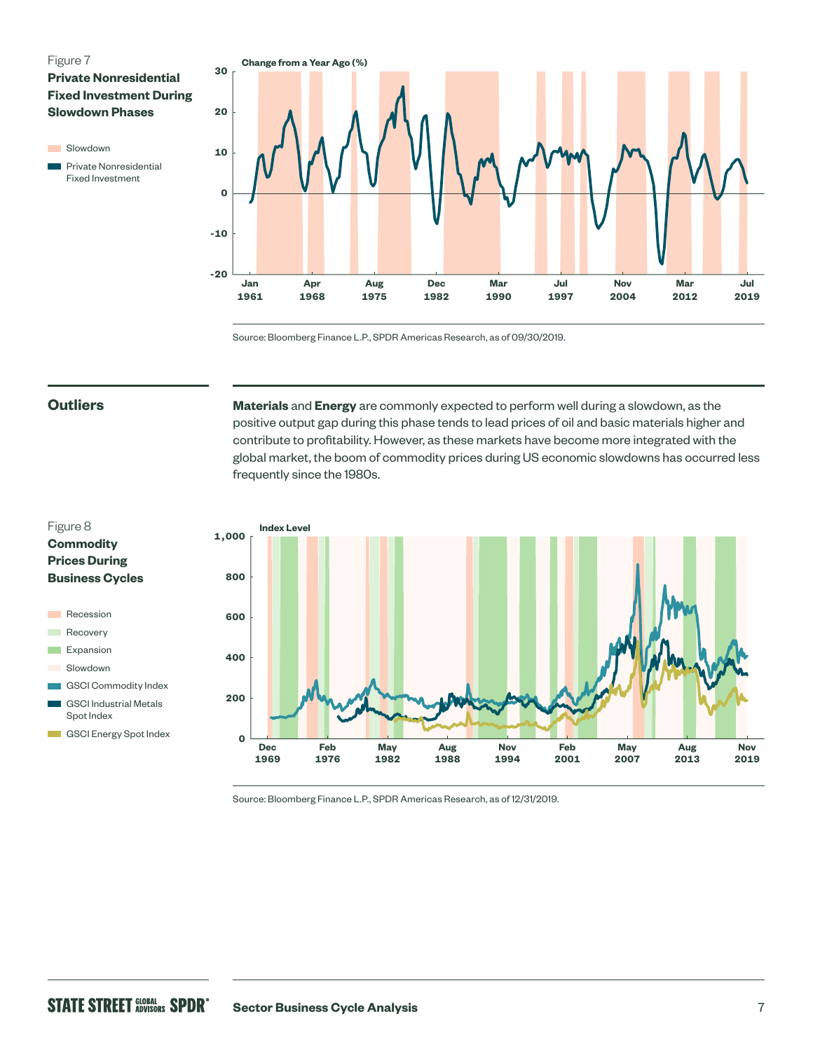Figure 7

**Private Nonresidential Fixed Investment During Slowdown Phases**

Slowdown

Private Nonresidential Fixed Investment

Change from a Year Ago (%)

Source: Bloomberg Finance L.P., SPDR Americas Research, as of 09/30/2019.

## Outliers

**Materials** and **Energy** are commonly expected to perform well during a slowdown, as the positive output gap during this phase tends to lead prices of oil and basic materials higher and contribute to profitability. However, as these markets have become more integrated with the global market, the boom of commodity prices during US economic slowdowns has occurred less frequently since the 1980s.

Figure 8

**Commodity Prices During Business Cycles**

Recession

Recovery

Expansion

Slowdown

GSCI Commodity Index

GSCI Industrial Metals Spot Index

GSCI Energy Spot Index

Index Level

Source: Bloomberg Finance L.P., SPDR Americas Research, as of 12/31/2019.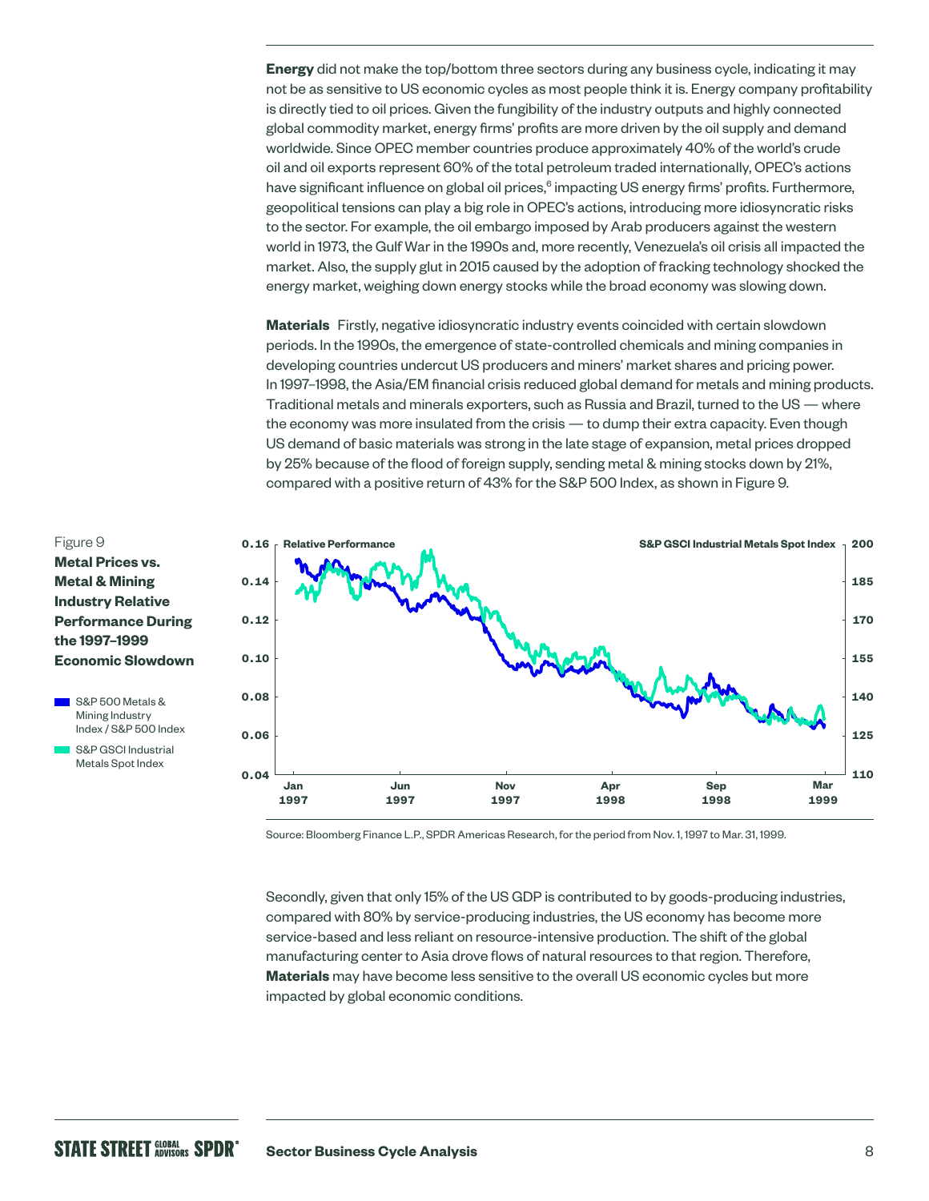**Energy** did not make the top/bottom three sectors during any business cycle, indicating it may not be as sensitive to US economic cycles as most people think it is. Energy company profitability is directly tied to oil prices. Given the fungibility of the industry outputs and highly connected global commodity market, energy firms' profits are more driven by the oil supply and demand worldwide. Since OPEC member countries produce approximately 40% of the world's crude oil and oil exports represent 60% of the total petroleum traded internationally, OPEC's actions have significant influence on global oil prices,[6] impacting US energy firms' profits. Furthermore, geopolitical tensions can play a big role in OPEC's actions, introducing more idiosyncratic risks to the sector. For example, the oil embargo imposed by Arab producers against the western world in 1973, the Gulf War in the 1990s and, more recently, Venezuela's oil crisis all impacted the market. Also, the supply glut in 2015 caused by the adoption of fracking technology shocked the energy market, weighing down energy stocks while the broad economy was slowing down.

**Materials** Firstly, negative idiosyncratic industry events coincided with certain slowdown periods. In the 1990s, the emergence of state-controlled chemicals and mining companies in developing countries undercut US producers and miners' market shares and pricing power. In 1997–1998, the Asia/EM financial crisis reduced global demand for metals and mining products. Traditional metals and minerals exporters, such as Russia and Brazil, turned to the US — where the economy was more insulated from the crisis — to dump their extra capacity. Even though US demand of basic materials was strong in the late stage of expansion, metal prices dropped by 25% because of the flood of foreign supply, sending metal & mining stocks down by 21%, compared with a positive return of 43% for the S&P 500 Index, as shown in Figure 9.

Figure 9
**Metal Prices vs. Metal & Mining Industry Relative Performance During the 1997–1999 Economic Slowdown**

- S&P 500 Metals & Mining Industry Index / S&P 500 Index
- S&P GSCI Industrial Metals Spot Index

Source: Bloomberg Finance L.P., SPDR Americas Research, for the period from Nov. 1, 1997 to Mar. 31, 1999.

Secondly, given that only 15% of the US GDP is contributed to by goods-producing industries, compared with 80% by service-producing industries, the US economy has become more service-based and less reliant on resource-intensive production. The shift of the global manufacturing center to Asia drove flows of natural resources to that region. Therefore, **Materials** may have become less sensitive to the overall US economic cycles but more impacted by global economic conditions.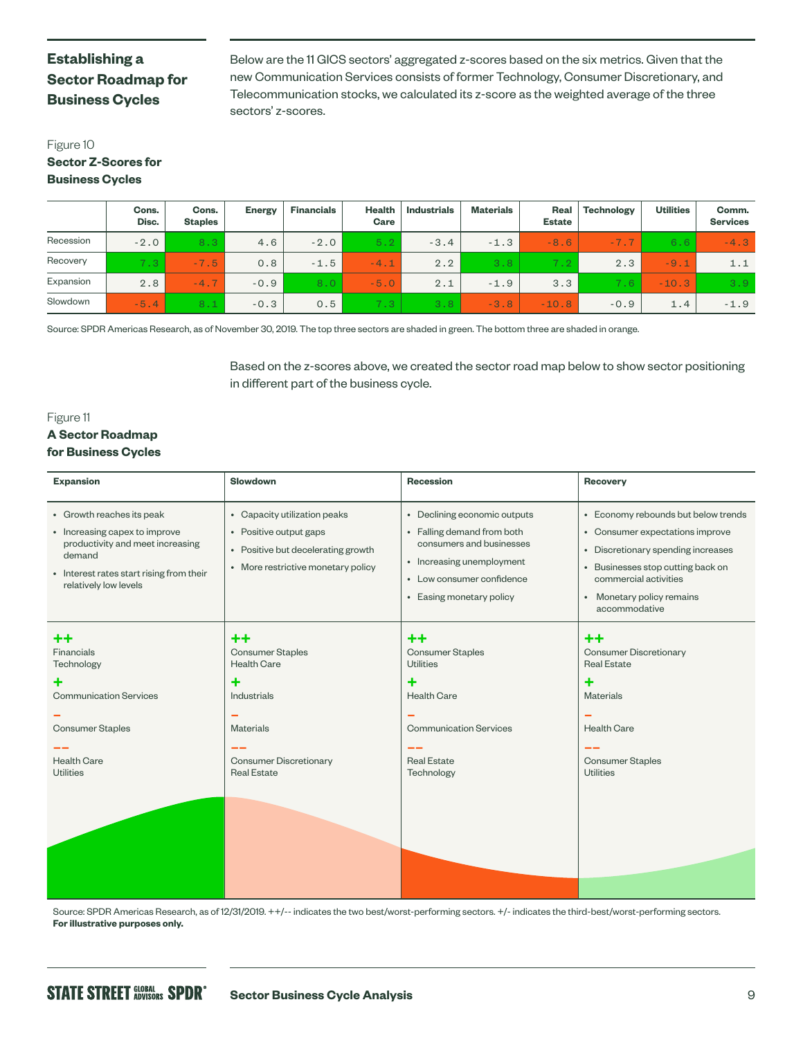## Establishing a Sector Roadmap for Business Cycles

Below are the 11 GICS sectors' aggregated z-scores based on the six metrics. Given that the new Communication Services consists of former Technology, Consumer Discretionary, and Telecommunication stocks, we calculated its z-score as the weighted average of the three sectors' z-scores.

Figure 10
**Sector Z-Scores for Business Cycles**

| | Cons. Disc. | Cons. Staples | Energy | Financials | Health Care | Industrials | Materials | Real Estate | Technology | Utilities | Comm. Services |
|---|---|---|---|---|---|---|---|---|---|---|---|
| Recession | -2.0 | 8.3 | 4.6 | -2.0 | 5.2 | -3.4 | -1.3 | -8.6 | -7.7 | 6.6 | -4.3 |
| Recovery | 7.3 | -7.5 | 0.8 | -1.5 | -4.1 | 2.2 | 3.8 | 7.2 | 2.3 | -9.1 | 1.1 |
| Expansion | 2.8 | -4.7 | -0.9 | 8.0 | -5.0 | 2.1 | -1.9 | 3.3 | 7.6 | -10.3 | 3.9 |
| Slowdown | -5.4 | 8.1 | -0.3 | 0.5 | 7.3 | 3.8 | -3.8 | -10.8 | -0.9 | 1.4 | -1.9 |

Source: SPDR Americas Research, as of November 30, 2019. The top three sectors are shaded in green. The bottom three are shaded in orange.

Based on the z-scores above, we created the sector road map below to show sector positioning in different part of the business cycle.

Figure 11
**A Sector Roadmap for Business Cycles**

| Expansion | Slowdown | Recession | Recovery |
|---|---|---|---|
| • Growth reaches its peak<br>• Increasing capex to improve productivity and meet increasing demand<br>• Interest rates start rising from their relatively low levels | • Capacity utilization peaks<br>• Positive output gaps<br>• Positive but decelerating growth<br>• More restrictive monetary policy | • Declining economic outputs<br>• Falling demand from both consumers and businesses<br>• Increasing unemployment<br>• Low consumer confidence<br>• Easing monetary policy | • Economy rebounds but below trends<br>• Consumer expectations improve<br>• Discretionary spending increases<br>• Businesses stop cutting back on commercial activities<br>• Monetary policy remains accommodative |
| **++**<br>Financials<br>Technology<br>**+**<br>Communication Services<br>**–**<br>Consumer Staples<br>**– –**<br>Health Care<br>Utilities | **++**<br>Consumer Staples<br>Health Care<br>**+**<br>Industrials<br>**–**<br>Materials<br>**– –**<br>Consumer Discretionary<br>Real Estate | **++**<br>Consumer Staples<br>Utilities<br>**+**<br>Health Care<br>**–**<br>Communication Services<br>**– –**<br>Real Estate<br>Technology | **++**<br>Consumer Discretionary<br>Real Estate<br>**+**<br>Materials<br>**–**<br>Health Care<br>**– –**<br>Consumer Staples<br>Utilities |

Source: SPDR Americas Research, as of 12/31/2019. ++/-- indicates the two best/worst-performing sectors. +/- indicates the third-best/worst-performing sectors.
**For illustrative purposes only.**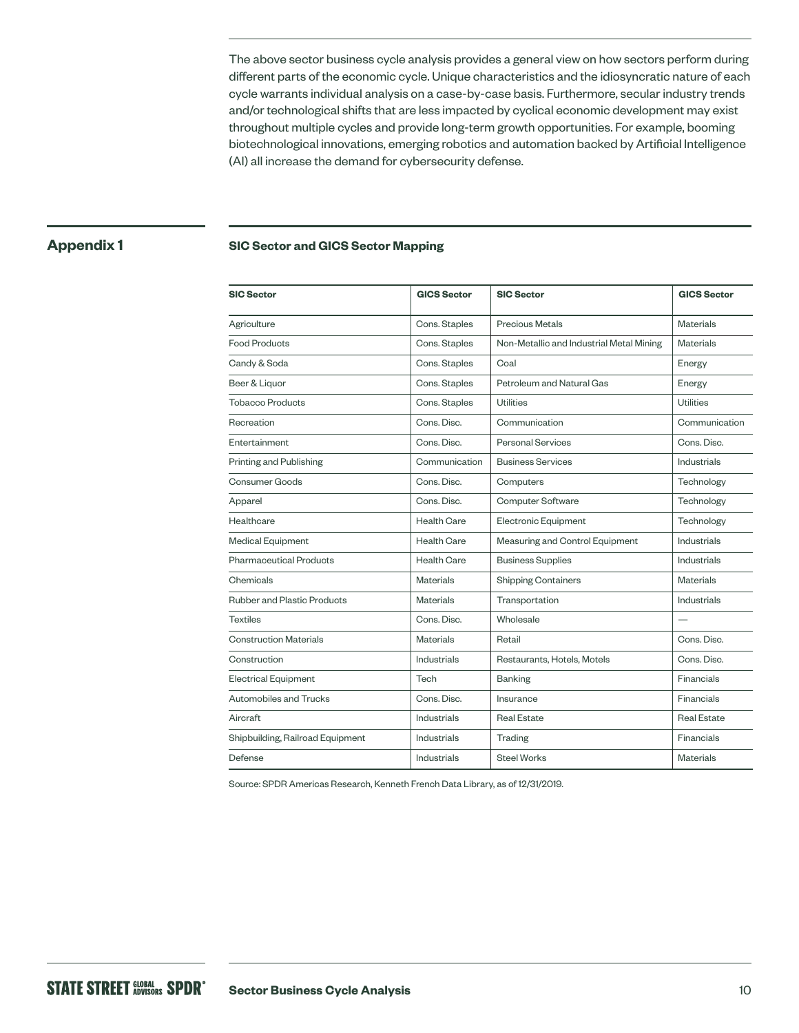The above sector business cycle analysis provides a general view on how sectors perform during different parts of the economic cycle. Unique characteristics and the idiosyncratic nature of each cycle warrants individual analysis on a case-by-case basis. Furthermore, secular industry trends and/or technological shifts that are less impacted by cyclical economic development may exist throughout multiple cycles and provide long-term growth opportunities. For example, booming biotechnological innovations, emerging robotics and automation backed by Artificial Intelligence (AI) all increase the demand for cybersecurity defense.

## Appendix 1

### SIC Sector and GICS Sector Mapping

| SIC Sector | GICS Sector | SIC Sector | GICS Sector |
|---|---|---|---|
| Agriculture | Cons. Staples | Precious Metals | Materials |
| Food Products | Cons. Staples | Non-Metallic and Industrial Metal Mining | Materials |
| Candy & Soda | Cons. Staples | Coal | Energy |
| Beer & Liquor | Cons. Staples | Petroleum and Natural Gas | Energy |
| Tobacco Products | Cons. Staples | Utilities | Utilities |
| Recreation | Cons. Disc. | Communication | Communication |
| Entertainment | Cons. Disc. | Personal Services | Cons. Disc. |
| Printing and Publishing | Communication | Business Services | Industrials |
| Consumer Goods | Cons. Disc. | Computers | Technology |
| Apparel | Cons. Disc. | Computer Software | Technology |
| Healthcare | Health Care | Electronic Equipment | Technology |
| Medical Equipment | Health Care | Measuring and Control Equipment | Industrials |
| Pharmaceutical Products | Health Care | Business Supplies | Industrials |
| Chemicals | Materials | Shipping Containers | Materials |
| Rubber and Plastic Products | Materials | Transportation | Industrials |
| Textiles | Cons. Disc. | Wholesale | — |
| Construction Materials | Materials | Retail | Cons. Disc. |
| Construction | Industrials | Restaurants, Hotels, Motels | Cons. Disc. |
| Electrical Equipment | Tech | Banking | Financials |
| Automobiles and Trucks | Cons. Disc. | Insurance | Financials |
| Aircraft | Industrials | Real Estate | Real Estate |
| Shipbuilding, Railroad Equipment | Industrials | Trading | Financials |
| Defense | Industrials | Steel Works | Materials |

Source: SPDR Americas Research, Kenneth French Data Library, as of 12/31/2019.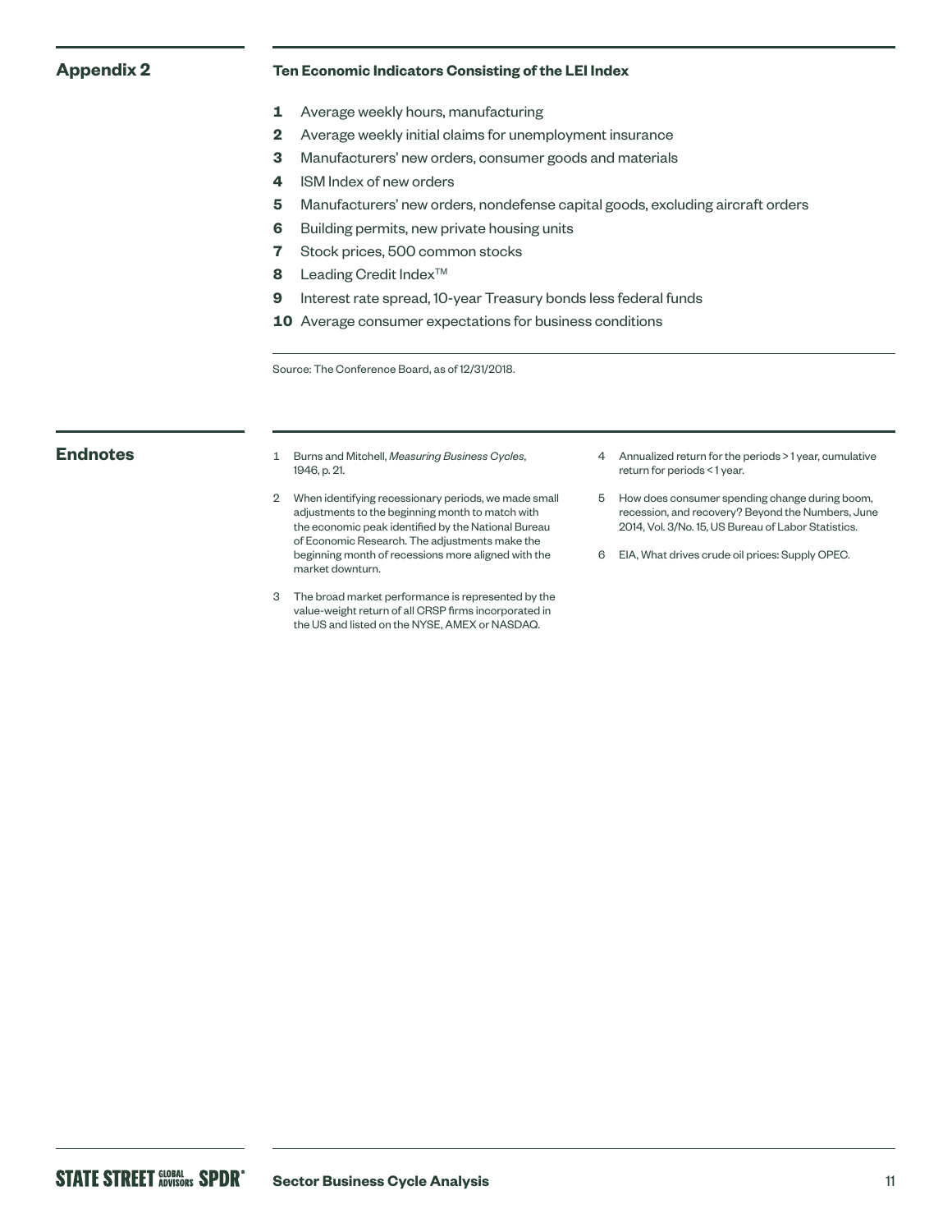## Appendix 2

**Ten Economic Indicators Consisting of the LEI Index**

1. Average weekly hours, manufacturing
2. Average weekly initial claims for unemployment insurance
3. Manufacturers' new orders, consumer goods and materials
4. ISM Index of new orders
5. Manufacturers' new orders, nondefense capital goods, excluding aircraft orders
6. Building permits, new private housing units
7. Stock prices, 500 common stocks
8. Leading Credit Index™
9. Interest rate spread, 10-year Treasury bonds less federal funds
10. Average consumer expectations for business conditions

Source: The Conference Board, as of 12/31/2018.

## Endnotes

1. Burns and Mitchell, *Measuring Business Cycles*, 1946, p. 21.
2. When identifying recessionary periods, we made small adjustments to the beginning month to match with the economic peak identified by the National Bureau of Economic Research. The adjustments make the beginning month of recessions more aligned with the market downturn.
3. The broad market performance is represented by the value-weight return of all CRSP firms incorporated in the US and listed on the NYSE, AMEX or NASDAQ.
4. Annualized return for the periods > 1 year, cumulative return for periods < 1 year.
5. How does consumer spending change during boom, recession, and recovery? Beyond the Numbers, June 2014, Vol. 3/No. 15, US Bureau of Labor Statistics.
6. EIA, What drives crude oil prices: Supply OPEC.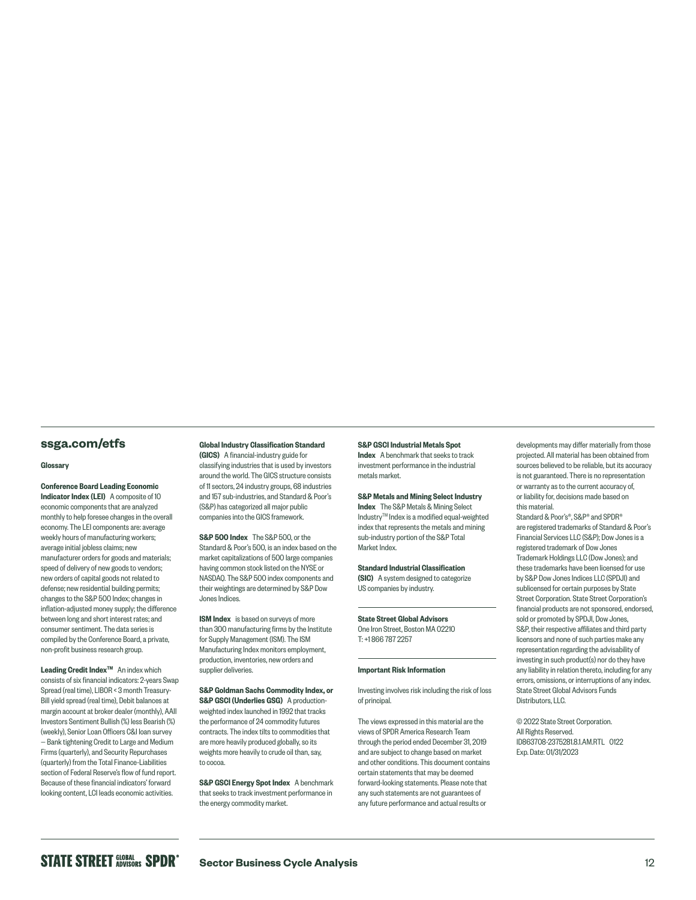## ssga.com/etfs

### Glossary

**Conference Board Leading Economic Indicator Index (LEI)** A composite of 10 economic components that are analyzed monthly to help foresee changes in the overall economy. The LEI components are: average weekly hours of manufacturing workers; average initial jobless claims; new manufacturer orders for goods and materials; speed of delivery of new goods to vendors; new orders of capital goods not related to defense; new residential building permits; changes to the S&P 500 Index; changes in inflation-adjusted money supply; the difference between long and short interest rates; and consumer sentiment. The data series is compiled by the Conference Board, a private, non-profit business research group.

**Leading Credit Index™** An index which consists of six financial indicators: 2-years Swap Spread (real time), LIBOR < 3 month Treasury-Bill yield spread (real time), Debit balances at margin account at broker dealer (monthly), AAII Investors Sentiment Bullish (%) less Bearish (%) (weekly), Senior Loan Officers C&I loan survey — Bank tightening Credit to Large and Medium Firms (quarterly), and Security Repurchases (quarterly) from the Total Finance-Liabilities section of Federal Reserve's flow of fund report. Because of these financial indicators' forward looking content, LCI leads economic activities.

**Global Industry Classification Standard (GICS)** A financial-industry guide for classifying industries that is used by investors around the world. The GICS structure consists of 11 sectors, 24 industry groups, 68 industries and 157 sub-industries, and Standard & Poor's (S&P) has categorized all major public companies into the GICS framework.

**S&P 500 Index** The S&P 500, or the Standard & Poor's 500, is an index based on the market capitalizations of 500 large companies having common stock listed on the NYSE or NASDAQ. The S&P 500 index components and their weightings are determined by S&P Dow Jones Indices.

**ISM Index** is based on surveys of more than 300 manufacturing firms by the Institute for Supply Management (ISM). The ISM Manufacturing Index monitors employment, production, inventories, new orders and supplier deliveries.

**S&P Goldman Sachs Commodity Index, or S&P GSCI (Underlies GSG)** A production-weighted index launched in 1992 that tracks the performance of 24 commodity futures contracts. The index tilts to commodities that are more heavily produced globally, so its weights more heavily to crude oil than, say, to cocoa.

**S&P GSCI Energy Spot Index** A benchmark that seeks to track investment performance in the energy commodity market.

**S&P GSCI Industrial Metals Spot Index** A benchmark that seeks to track investment performance in the industrial metals market.

**S&P Metals and Mining Select Industry Index** The S&P Metals & Mining Select Industry™ Index is a modified equal-weighted index that represents the metals and mining sub-industry portion of the S&P Total Market Index.

**Standard Industrial Classification (SIC)** A system designed to categorize US companies by industry.

**State Street Global Advisors**
One Iron Street, Boston MA 02210
T: +1 866 787 2257

**Important Risk Information**

Investing involves risk including the risk of loss of principal.

The views expressed in this material are the views of SPDR America Research Team through the period ended December 31, 2019 and are subject to change based on market and other conditions. This document contains certain statements that may be deemed forward-looking statements. Please note that any such statements are not guarantees of any future performance and actual results or developments may differ materially from those projected. All material has been obtained from sources believed to be reliable, but its accuracy is not guaranteed. There is no representation or warranty as to the current accuracy of, or liability for, decisions made based on this material.

Standard & Poor's®, S&P® and SPDR® are registered trademarks of Standard & Poor's Financial Services LLC (S&P); Dow Jones is a registered trademark of Dow Jones Trademark Holdings LLC (Dow Jones); and these trademarks have been licensed for use by S&P Dow Jones Indices LLC (SPDJI) and sublicensed for certain purposes by State Street Corporation. State Street Corporation's financial products are not sponsored, endorsed, sold or promoted by SPDJI, Dow Jones, S&P, their respective affiliates and third party licensors and none of such parties make any representation regarding the advisability of investing in such product(s) nor do they have any liability in relation thereto, including for any errors, omissions, or interruptions of any index. State Street Global Advisors Funds Distributors, LLC.

© 2022 State Street Corporation.
All Rights Reserved.
ID863708-2375281.8.1.AM.RTL 0122
Exp. Date: 01/31/2023